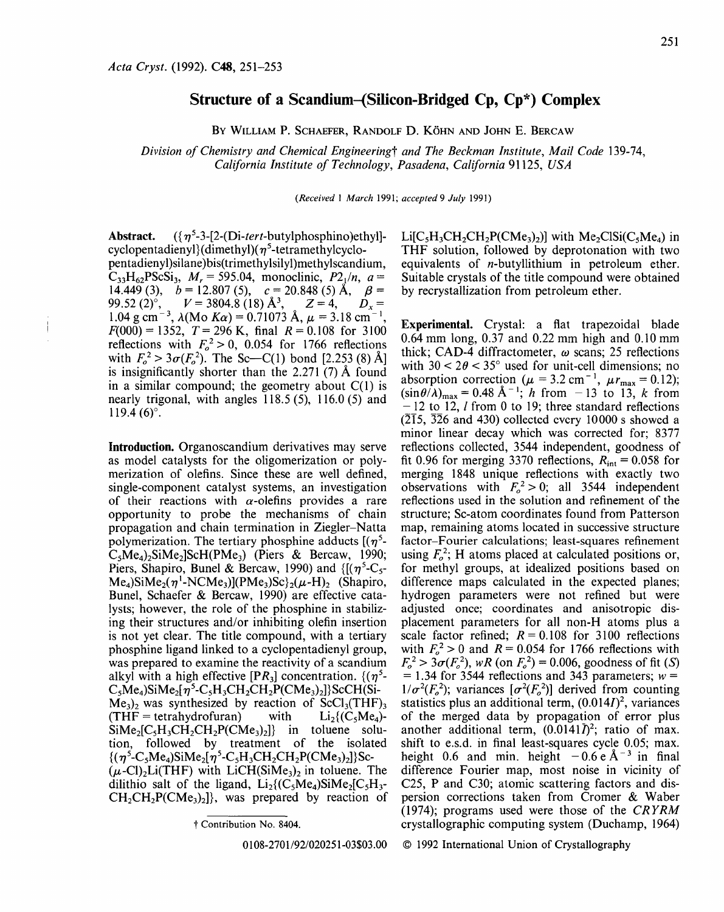*Acta Cryst.* (1992). C48, 251–253

# Structure of a Scandium–(Silicon-Bridged Cp, Cp*) Complex

By William P. Schaefer, Randolf D. Köhn and John E. Bercaw

*Division of Chemistry and Chemical Engineering† and The Beckman Institute, Mail Code 139-74, California Institute of Technology, Pasadena, California 91125, USA*

*(Received 1 March 1991; accepted 9 July 1991)*

**Abstract.** ({$\eta^5$-3-[2-(Di-*tert*-butylphosphino)ethyl]-cyclopentadienyl}(dimethyl)($\eta^5$-tetramethylcyclopentadienyl)silane)bis(trimethylsilyl)methylscandium, $C_{33}H_{62}PScSi_3$, $M_r = 595.04$, monoclinic, $P2_1/n$, $a = 14.449$ (3), $b = 12.807$ (5), $c = 20.848$ (5) Å, $\beta = 99.52$ (2)°, $V = 3804.8$ (18) Å$^3$, $Z = 4$, $D_x = 1.04$ g cm$^{-3}$, $\lambda$(Mo $K\alpha$) = 0.71073 Å, $\mu = 3.18$ cm$^{-1}$, $F(000) = 1352$, $T = 296$ K, final $R = 0.108$ for 3100 reflections with $F_o^2 > 0$, 0.054 for 1766 reflections with $F_o^2 > 3\sigma(F_o^2)$. The Sc—C(1) bond [2.253 (8) Å] is insignificantly shorter than the 2.271 (7) Å found in a similar compound; the geometry about C(1) is nearly trigonal, with angles 118.5 (5), 116.0 (5) and 119.4 (6)°.

**Introduction.** Organoscandium derivatives may serve as model catalysts for the oligomerization or polymerization of olefins. Since these are well defined, single-component catalyst systems, an investigation of their reactions with $\alpha$-olefins provides a rare opportunity to probe the mechanisms of chain propagation and chain termination in Ziegler–Natta polymerization. The tertiary phosphine adducts [($\eta^5$-$C_5Me_4)_2SiMe_2$]ScH($PMe_3$) (Piers & Bercaw, 1990; Piers, Shapiro, Bunel & Bercaw, 1990) and {[($\eta^5$-$C_5Me_4$)$SiMe_2$($\eta^1$-$NCMe_3$)]($PMe_3$)Sc}$_2$($\mu$-H)$_2$ (Shapiro, Bunel, Schaefer & Bercaw, 1990) are effective catalysts; however, the role of the phosphine in stabilizing their structures and/or inhibiting olefin insertion is not yet clear. The title compound, with a tertiary phosphine ligand linked to a cyclopentadienyl group, was prepared to examine the reactivity of a scandium alkyl with a high effective [$PR_3$] concentration. {($\eta^5$-$C_5Me_4$)$SiMe_2$[$\eta^5$-$C_5H_3CH_2CH_2P(CMe_3)_2$]}ScCH($SiMe_3$)$_2$ was synthesized by reaction of $ScCl_3(THF)_3$ (THF = tetrahydrofuran) with $Li_2${($C_5Me_4$)-$SiMe_2$[$C_5H_3CH_2CH_2P(CMe_3)_2$]} in toluene solution, followed by treatment of the isolated {($\eta^5$-$C_5Me_4$)$SiMe_2$[$\eta^5$-$C_5H_3CH_2CH_2P(CMe_3)_2$]}Sc-($\mu$-Cl)$_2$Li(THF) with LiCH($SiMe_3$)$_2$ in toluene. The dilithio salt of the ligand, $Li_2${($C_5Me_4$)$SiMe_2$[$C_5H_3$-$CH_2CH_2P(CMe_3)_2$]}, was prepared by reaction of Li[$C_5H_3CH_2CH_2P(CMe_3)_2$)] with $Me_2ClSi(C_5Me_4)$ in THF solution, followed by deprotonation with two equivalents of *n*-butyllithium in petroleum ether. Suitable crystals of the title compound were obtained by recrystallization from petroleum ether.

† Contribution No. 8404.

**Experimental.** Crystal: a flat trapezoidal blade 0.64 mm long, 0.37 and 0.22 mm high and 0.10 mm thick; CAD-4 diffractometer, $\omega$ scans; 25 reflections with $30 < 2\theta < 35°$ used for unit-cell dimensions; no absorption correction ($\mu = 3.2$ cm$^{-1}$, $\mu r_{max} = 0.12$); $(\sin\theta/\lambda)_{max} = 0.48$ Å$^{-1}$; $h$ from −13 to 13, $k$ from −12 to 12, $l$ from 0 to 19; three standard reflections ($\bar{2}\bar{1}5$, $\bar{3}\bar{2}6$ and 430) collected every 10000 s showed a minor linear decay which was corrected for; 8377 reflections collected, 3544 independent, goodness of fit 0.96 for merging 3370 reflections, $R_{int} = 0.058$ for merging 1848 unique reflections with exactly two observations with $F_o^2 > 0$; all 3544 independent reflections used in the solution and refinement of the structure; Sc-atom coordinates found from Patterson map, remaining atoms located in successive structure factor–Fourier calculations; least-squares refinement using $F_o^2$; H atoms placed at calculated positions or, for methyl groups, at idealized positions based on difference maps calculated in the expected planes; hydrogen parameters were not refined but were adjusted once; coordinates and anisotropic displacement parameters for all non-H atoms plus a scale factor refined; $R = 0.108$ for 3100 reflections with $F_o^2 > 0$ and $R = 0.054$ for 1766 reflections with $F_o^2 > 3\sigma(F_o^2)$, $wR$ (on $F_o^2$) = 0.006, goodness of fit ($S$) = 1.34 for 3544 reflections and 343 parameters; $w = 1/\sigma^2(F_o^2)$; variances [$\sigma^2(F_o^2)$] derived from counting statistics plus an additional term, $(0.014I)^2$, variances of the merged data by propagation of error plus another additional term, $(0.0141\bar{I})^2$; ratio of max. shift to e.s.d. in final least-squares cycle 0.05; max. height 0.6 and min. height −0.6 e Å$^{-3}$ in final difference Fourier map, most noise in vicinity of C25, P and C30; atomic scattering factors and dispersion corrections taken from Cromer & Waber (1974); programs used were those of the *CRYRM* crystallographic computing system (Duchamp, 1964)

0108-2701/92/020251-03$03.00 © 1992 International Union of Crystallography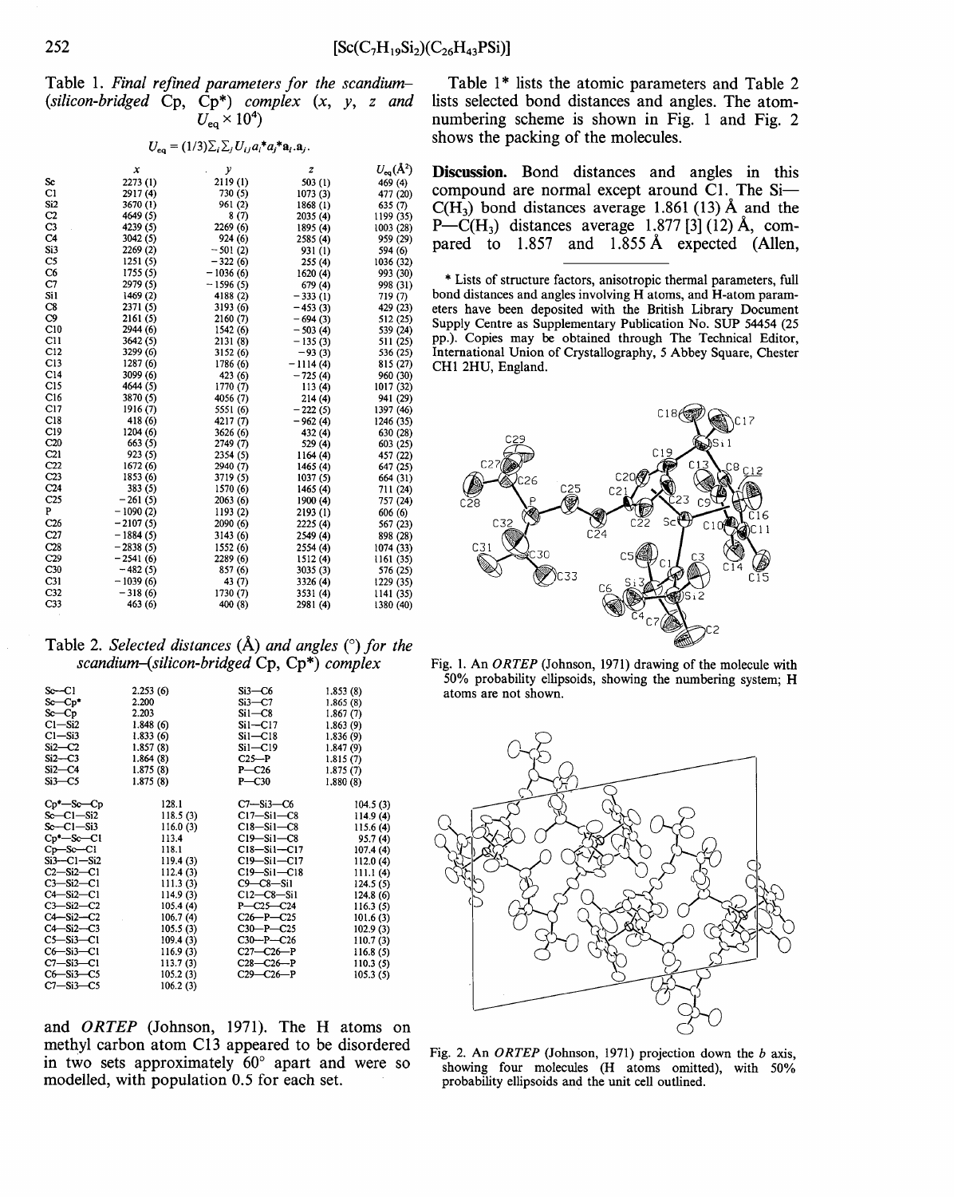Table 1. *Final refined parameters for the scandium–(silicon-bridged Cp, Cp\*) complex (x, y, z and $U_{eq} \times 10^4$)*

$$U_{eq} = (1/3)\Sigma_i\Sigma_j U_{ij} a_i^* a_j^* \mathbf{a}_i.\mathbf{a}_j.$$

| | x | y | z | $U_{eq}$(Å$^2$) |
|---|---|---|---|---|
| Sc | 2273 (1) | 2119 (1) | 503 (1) | 469 (4) |
| C1 | 2917 (4) | 730 (5) | 1073 (3) | 477 (20) |
| Si2 | 3670 (1) | 961 (2) | 1868 (1) | 635 (7) |
| C2 | 4649 (5) | 8 (7) | 2035 (4) | 1199 (35) |
| C3 | 4239 (5) | 2269 (6) | 1895 (4) | 1003 (28) |
| C4 | 3042 (5) | 924 (6) | 2585 (4) | 959 (29) |
| Si3 | 2269 (2) | −501 (2) | 931 (1) | 594 (6) |
| C5 | 1251 (5) | −322 (6) | 255 (4) | 1036 (32) |
| C6 | 1755 (5) | −1036 (6) | 1620 (4) | 993 (30) |
| C7 | 2979 (5) | −1596 (5) | 679 (4) | 998 (31) |
| Si1 | 1469 (2) | 4188 (2) | −333 (1) | 719 (7) |
| C8 | 2371 (5) | 3193 (6) | −453 (3) | 429 (23) |
| C9 | 2161 (5) | 2160 (7) | −694 (3) | 512 (25) |
| C10 | 2944 (6) | 1542 (6) | −503 (4) | 539 (24) |
| C11 | 3642 (5) | 2131 (8) | −135 (3) | 511 (25) |
| C12 | 3299 (6) | 3152 (6) | −93 (3) | 536 (25) |
| C13 | 1287 (6) | 1786 (6) | −1114 (4) | 815 (27) |
| C14 | 3099 (6) | 423 (6) | −725 (4) | 960 (30) |
| C15 | 4644 (5) | 1770 (7) | 113 (4) | 1017 (32) |
| C16 | 3870 (5) | 4056 (7) | 214 (4) | 941 (29) |
| C17 | 1916 (7) | 5551 (6) | −222 (5) | 1397 (46) |
| C18 | 418 (6) | 4217 (7) | −962 (4) | 1246 (35) |
| C19 | 1204 (6) | 3626 (6) | 432 (4) | 630 (28) |
| C20 | 663 (5) | 2749 (7) | 529 (4) | 603 (25) |
| C21 | 923 (5) | 2354 (5) | 1164 (4) | 457 (22) |
| C22 | 1672 (6) | 2940 (7) | 1465 (4) | 647 (25) |
| C23 | 1853 (6) | 3719 (5) | 1037 (5) | 664 (31) |
| C24 | 383 (5) | 1570 (6) | 1465 (4) | 711 (24) |
| C25 | −261 (5) | 2063 (6) | 1900 (4) | 757 (24) |
| P | −1090 (2) | 1193 (2) | 2193 (1) | 606 (6) |
| C26 | −2107 (5) | 2090 (6) | 2225 (4) | 567 (23) |
| C27 | −1884 (5) | 3143 (6) | 2549 (4) | 898 (28) |
| C28 | −2838 (5) | 1552 (6) | 2554 (4) | 1074 (33) |
| C29 | −2541 (6) | 2289 (6) | 1512 (4) | 1161 (35) |
| C30 | −482 (5) | 857 (6) | 3035 (3) | 576 (25) |
| C31 | −1039 (6) | 43 (7) | 3326 (4) | 1229 (35) |
| C32 | −318 (6) | 1730 (7) | 3531 (4) | 1141 (35) |
| C33 | 463 (6) | 400 (8) | 2981 (4) | 1380 (40) |

Table 2. *Selected distances (Å) and angles (°) for the scandium–(silicon-bridged Cp, Cp\*) complex*

| | | | |
|---|---|---|---|
| Sc—C1 | 2.253 (6) | Si3—C6 | 1.853 (8) |
| Sc—Cp\* | 2.200 | Si3—C7 | 1.865 (8) |
| Sc—Cp | 2.203 | Si1—C8 | 1.867 (7) |
| C1—Si2 | 1.848 (6) | Si1—C17 | 1.863 (9) |
| C1—Si3 | 1.833 (6) | Si1—C18 | 1.836 (9) |
| Si2—C2 | 1.857 (8) | Si1—C19 | 1.847 (9) |
| Si2—C3 | 1.864 (8) | C25—P | 1.815 (7) |
| Si2—C4 | 1.875 (8) | P—C26 | 1.875 (7) |
| Si3—C5 | 1.875 (8) | P—C30 | 1.880 (8) |
| | | | |
| Cp\*—Sc—Cp | 128.1 | C7—Si3—C6 | 104.5 (3) |
| Sc—C1—Si2 | 118.5 (3) | C17—Si1—C8 | 114.9 (4) |
| Sc—C1—Si3 | 116.0 (3) | C18—Si1—C8 | 115.6 (4) |
| Cp\*—Sc—C1 | 113.4 | C19—Si1—C8 | 95.7 (4) |
| Cp—Sc—C1 | 118.1 | C18—Si1—C17 | 107.4 (4) |
| Si3—C1—Si2 | 119.4 (3) | C19—Si1—C17 | 112.0 (4) |
| C2—Si2—C1 | 112.4 (3) | C19—Si1—C18 | 111.1 (4) |
| C3—Si2—C1 | 111.3 (3) | C9—C8—Si1 | 124.5 (5) |
| C4—Si2—C1 | 114.9 (3) | C12—C8—Si1 | 124.8 (6) |
| C3—Si2—C2 | 105.4 (4) | P—C25—C24 | 116.3 (5) |
| C4—Si2—C2 | 106.7 (4) | C26—P—C25 | 101.6 (3) |
| C4—Si2—C3 | 105.5 (3) | C30—P—C25 | 102.9 (3) |
| C5—Si3—C1 | 109.4 (3) | C30—P—C26 | 110.7 (3) |
| C6—Si3—C1 | 116.9 (3) | C27—C26—P | 116.8 (5) |
| C7—Si3—C1 | 113.7 (3) | C28—C26—P | 110.3 (5) |
| C6—Si3—C5 | 105.2 (3) | C29—C26—P | 105.3 (5) |
| C7—Si3—C5 | 106.2 (3) | | |

and *ORTEP* (Johnson, 1971). The H atoms on methyl carbon atom C13 appeared to be disordered in two sets approximately 60° apart and were so modelled, with population 0.5 for each set.

Table 1\* lists the atomic parameters and Table 2 lists selected bond distances and angles. The atom-numbering scheme is shown in Fig. 1 and Fig. 2 shows the packing of the molecules.

**Discussion.** Bond distances and angles in this compound are normal except around C1. The Si—C($H_3$) bond distances average 1.861 (13) Å and the P—C($H_3$) distances average 1.877 [3] (12) Å, compared to 1.857 and 1.855 Å expected (Allen,

\* Lists of structure factors, anisotropic thermal parameters, full bond distances and angles involving H atoms, and H-atom parameters have been deposited with the British Library Document Supply Centre as Supplementary Publication No. SUP 54454 (25 pp.). Copies may be obtained through The Technical Editor, International Union of Crystallography, 5 Abbey Square, Chester CH1 2HU, England.

Fig. 1. An *ORTEP* (Johnson, 1971) drawing of the molecule with 50% probability ellipsoids, showing the numbering system; H atoms are not shown.

Fig. 2. An *ORTEP* (Johnson, 1971) projection down the *b* axis, showing four molecules (H atoms omitted), with 50% probability ellipsoids and the unit cell outlined.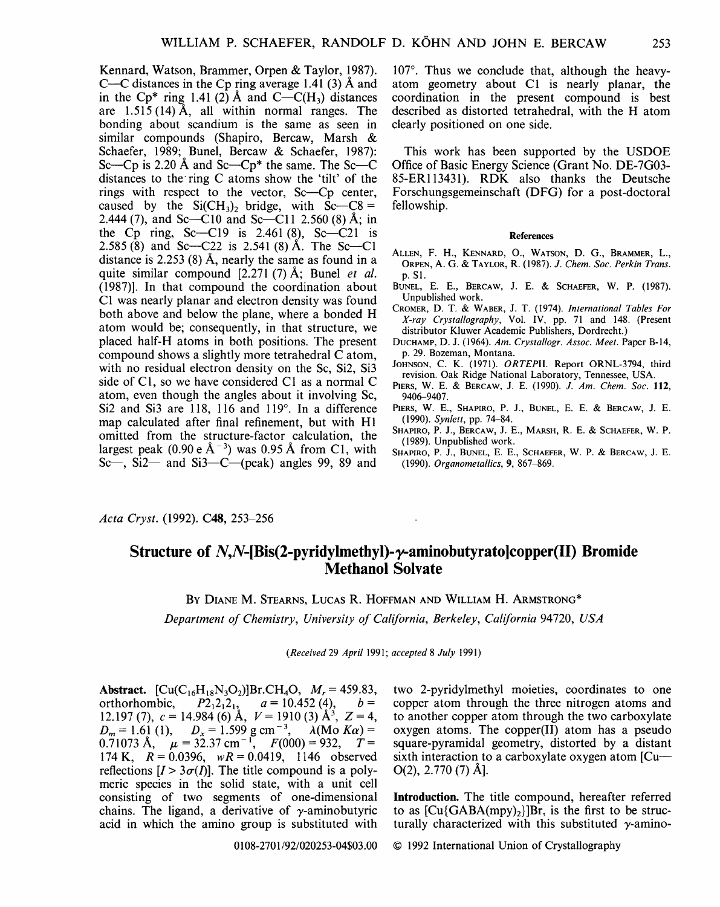Kennard, Watson, Brammer, Orpen & Taylor, 1987). C—C distances in the Cp ring average 1.41 (3) Å and in the Cp* ring 1.41 (2) Å and C—C($H_3$) distances are 1.515 (14) Å, all within normal ranges. The bonding about scandium is the same as seen in similar compounds (Shapiro, Bercaw, Marsh & Schaefer, 1989; Bunel, Bercaw & Schaefer, 1987): Sc—Cp is 2.20 Å and Sc—Cp* the same. The Sc—C distances to the ring C atoms show the 'tilt' of the rings with respect to the vector, Sc—Cp center, caused by the Si($CH_3$)$_2$ bridge, with Sc—C8 = 2.444 (7), and Sc—C10 and Sc—C11 2.560 (8) Å; in the Cp ring, Sc—C19 is 2.461 (8), Sc—C21 is 2.585 (8) and Sc—C22 is 2.541 (8) Å. The Sc—C1 distance is 2.253 (8) Å, nearly the same as found in a quite similar compound [2.271 (7) Å; Bunel *et al.* (1987)]. In that compound the coordination about C1 was nearly planar and electron density was found both above and below the plane, where a bonded H atom would be; consequently, in that structure, we placed half-H atoms in both positions. The present compound shows a slightly more tetrahedral C atom, with no residual electron density on the Sc, Si2, Si3 side of C1, so we have considered C1 as a normal C atom, even though the angles about it involving Sc, Si2 and Si3 are 118, 116 and 119°. In a difference map calculated after final refinement, but with H1 omitted from the structure-factor calculation, the largest peak (0.90 e Å$^{-3}$) was 0.95 Å from C1, with Sc—, Si2— and Si3—C—(peak) angles 99, 89 and 107°. Thus we conclude that, although the heavy-atom geometry about C1 is nearly planar, the coordination in the present compound is best described as distorted tetrahedral, with the H atom clearly positioned on one side.

This work has been supported by the USDOE Office of Basic Energy Science (Grant No. DE-7G03-85-ER113431). RDK also thanks the Deutsche Forschungsgemeinschaft (DFG) for a post-doctoral fellowship.

#### References

ALLEN, F. H., KENNARD, O., WATSON, D. G., BRAMMER, L., ORPEN, A. G. & TAYLOR, R. (1987). *J. Chem. Soc. Perkin Trans.* p. S1.

BUNEL, E. E., BERCAW, J. E. & SCHAEFER, W. P. (1987). Unpublished work.

CROMER, D. T. & WABER, J. T. (1974). *International Tables For X-ray Crystallography*, Vol. IV, pp. 71 and 148. (Present distributor Kluwer Academic Publishers, Dordrecht.)

DUCHAMP, D. J. (1964). *Am. Crystallogr. Assoc. Meet.* Paper B-14, p. 29. Bozeman, Montana.

JOHNSON, C. K. (1971). *ORTEPII*. Report ORNL-3794, third revision. Oak Ridge National Laboratory, Tennessee, USA.

PIERS, W. E. & BERCAW, J. E. (1990). *J. Am. Chem. Soc.* **112**, 9406–9407.

PIERS, W. E., SHAPIRO, P. J., BUNEL, E. E. & BERCAW, J. E. (1990). *Synlett*, pp. 74–84.

SHAPIRO, P. J., BERCAW, J. E., MARSH, R. E. & SCHAEFER, W. P. (1989). Unpublished work.

SHAPIRO, P. J., BUNEL, E. E., SCHAEFER, W. P. & BERCAW, J. E. (1990). *Organometallics*, **9**, 867–869.

*Acta Cryst.* (1992). C**48**, 253–256

# Structure of *N,N*-[Bis(2-pyridylmethyl)-γ-aminobutyrato]copper(II) Bromide Methanol Solvate

By Diane M. Stearns, Lucas R. Hoffman and William H. Armstrong*

*Department of Chemistry, University of California, Berkeley, California 94720, USA*

*(Received 29 April 1991; accepted 8 July 1991)*

**Abstract.** [Cu($C_{16}H_{18}N_3O_2$)]Br.$CH_4O$, $M_r$ = 459.83, orthorhombic, $P2_12_12_1$, $a$ = 10.452 (4), $b$ = 12.197 (7), $c$ = 14.984 (6) Å, $V$ = 1910 (3) Å$^3$, $Z$ = 4, $D_m$ = 1.61 (1), $D_x$ = 1.599 g cm$^{-3}$, λ(Mo $K\alpha$) = 0.71073 Å, μ = 32.37 cm$^{-1}$, $F(000)$ = 932, $T$ = 174 K, $R$ = 0.0396, $wR$ = 0.0419, 1146 observed reflections [$I > 3\sigma(I)$]. The title compound is a polymeric species in the solid state, with a unit cell consisting of two segments of one-dimensional chains. The ligand, a derivative of γ-aminobutyric acid in which the amino group is substituted with two 2-pyridylmethyl moieties, coordinates to one copper atom through the three nitrogen atoms and to another copper atom through the two carboxylate oxygen atoms. The copper(II) atom has a pseudo square-pyramidal geometry, distorted by a distant sixth interaction to a carboxylate oxygen atom [Cu—O(2), 2.770 (7) Å].

**Introduction.** The title compound, hereafter referred to as [Cu{GABA(mpy)$_2$}]Br, is the first to be structurally characterized with this substituted γ-amino-

0108-2701/92/020253-04$03.00 © 1992 International Union of Crystallography